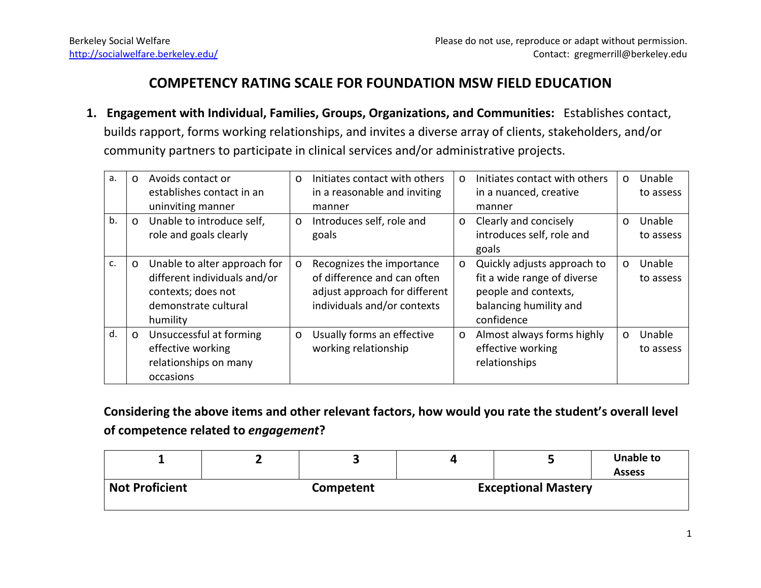Berkeley Social Welfare
http://socialwelfare.berkeley.edu/

Please do not use, reproduce or adapt without permission.
Contact: gregmerrill@berkeley.edu

# COMPETENCY RATING SCALE FOR FOUNDATION MSW FIELD EDUCATION

1. **Engagement with Individual, Families, Groups, Organizations, and Communities:** Establishes contact, builds rapport, forms working relationships, and invites a diverse array of clients, stakeholders, and/or community partners to participate in clinical services and/or administrative projects.

| | | | | |
|---|---|---|---|---|
| a. | o Avoids contact or establishes contact in an uninviting manner | o Initiates contact with others in a reasonable and inviting manner | o Initiates contact with others in a nuanced, creative manner | o Unable to assess |
| b. | o Unable to introduce self, role and goals clearly | o Introduces self, role and goals | o Clearly and concisely introduces self, role and goals | o Unable to assess |
| c. | o Unable to alter approach for different individuals and/or contexts; does not demonstrate cultural humility | o Recognizes the importance of difference and can often adjust approach for different individuals and/or contexts | o Quickly adjusts approach to fit a wide range of diverse people and contexts, balancing humility and confidence | o Unable to assess |
| d. | o Unsuccessful at forming effective working relationships on many occasions | o Usually forms an effective working relationship | o Almost always forms highly effective working relationships | o Unable to assess |

**Considering the above items and other relevant factors, how would you rate the student's overall level of competence related to *engagement*?**

| 1 | 2 | 3 | 4 | 5 | Unable to Assess |
|---|---|---|---|---|---|
| Not Proficient | | Competent | | Exceptional Mastery | |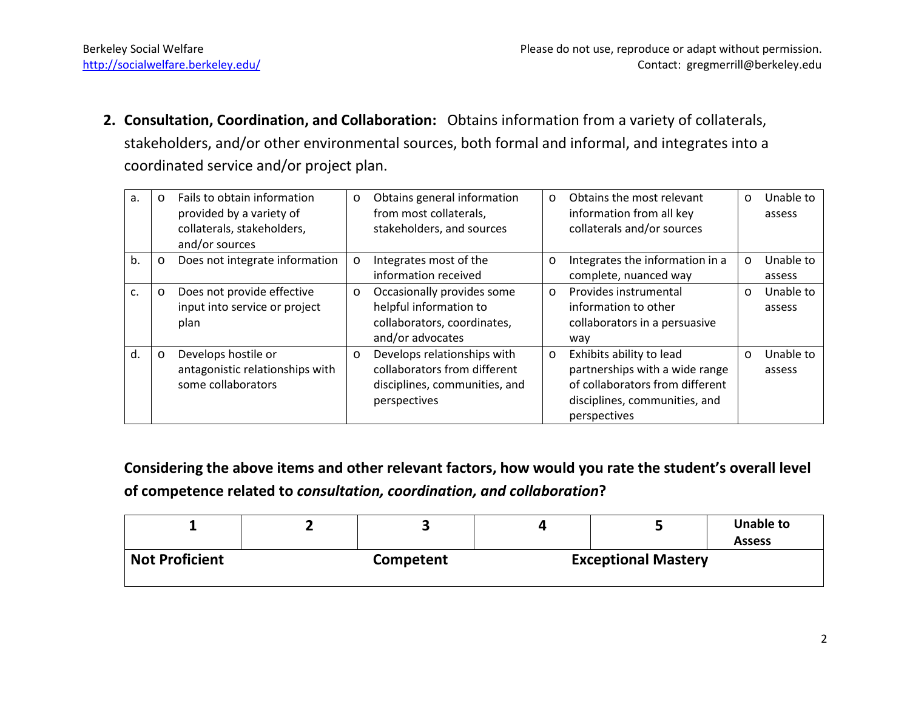**2. Consultation, Coordination, and Collaboration:** Obtains information from a variety of collaterals, stakeholders, and/or other environmental sources, both formal and informal, and integrates into a coordinated service and/or project plan.

| | | | |
|---|---|---|---|
| a. | o Fails to obtain information provided by a variety of collaterals, stakeholders, and/or sources | o Obtains general information from most collaterals, stakeholders, and sources | o Obtains the most relevant information from all key collaterals and/or sources | o Unable to assess |
| b. | o Does not integrate information | o Integrates most of the information received | o Integrates the information in a complete, nuanced way | o Unable to assess |
| c. | o Does not provide effective input into service or project plan | o Occasionally provides some helpful information to collaborators, coordinates, and/or advocates | o Provides instrumental information to other collaborators in a persuasive way | o Unable to assess |
| d. | o Develops hostile or antagonistic relationships with some collaborators | o Develops relationships with collaborators from different disciplines, communities, and perspectives | o Exhibits ability to lead partnerships with a wide range of collaborators from different disciplines, communities, and perspectives | o Unable to assess |

**Considering the above items and other relevant factors, how would you rate the student's overall level of competence related to *consultation, coordination, and collaboration*?**

| **1** | **2** | **3** | **4** | **5** | **Unable to Assess** |
|---|---|---|---|---|---|
| **Not Proficient** | | **Competent** | | **Exceptional Mastery** | |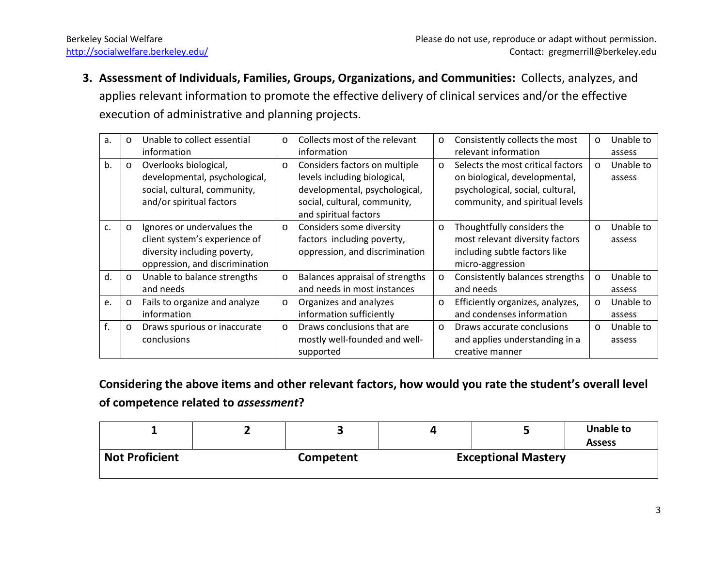**3. Assessment of Individuals, Families, Groups, Organizations, and Communities:** Collects, analyzes, and applies relevant information to promote the effective delivery of clinical services and/or the effective execution of administrative and planning projects.

| | | | | |
|---|---|---|---|---|
| a. | o Unable to collect essential information | o Collects most of the relevant information | o Consistently collects the most relevant information | o Unable to assess |
| b. | o Overlooks biological, developmental, psychological, social, cultural, community, and/or spiritual factors | o Considers factors on multiple levels including biological, developmental, psychological, social, cultural, community, and spiritual factors | o Selects the most critical factors on biological, developmental, psychological, social, cultural, community, and spiritual levels | o Unable to assess |
| c. | o Ignores or undervalues the client system's experience of diversity including poverty, oppression, and discrimination | o Considers some diversity factors including poverty, oppression, and discrimination | o Thoughtfully considers the most relevant diversity factors including subtle factors like micro-aggression | o Unable to assess |
| d. | o Unable to balance strengths and needs | o Balances appraisal of strengths and needs in most instances | o Consistently balances strengths and needs | o Unable to assess |
| e. | o Fails to organize and analyze information | o Organizes and analyzes information sufficiently | o Efficiently organizes, analyzes, and condenses information | o Unable to assess |
| f. | o Draws spurious or inaccurate conclusions | o Draws conclusions that are mostly well-founded and well-supported | o Draws accurate conclusions and applies understanding in a creative manner | o Unable to assess |

**Considering the above items and other relevant factors, how would you rate the student's overall level of competence related to *assessment*?**

| 1 | 2 | 3 | 4 | 5 | Unable to Assess |
|---|---|---|---|---|---|
| **Not Proficient** | | **Competent** | | **Exceptional Mastery** | |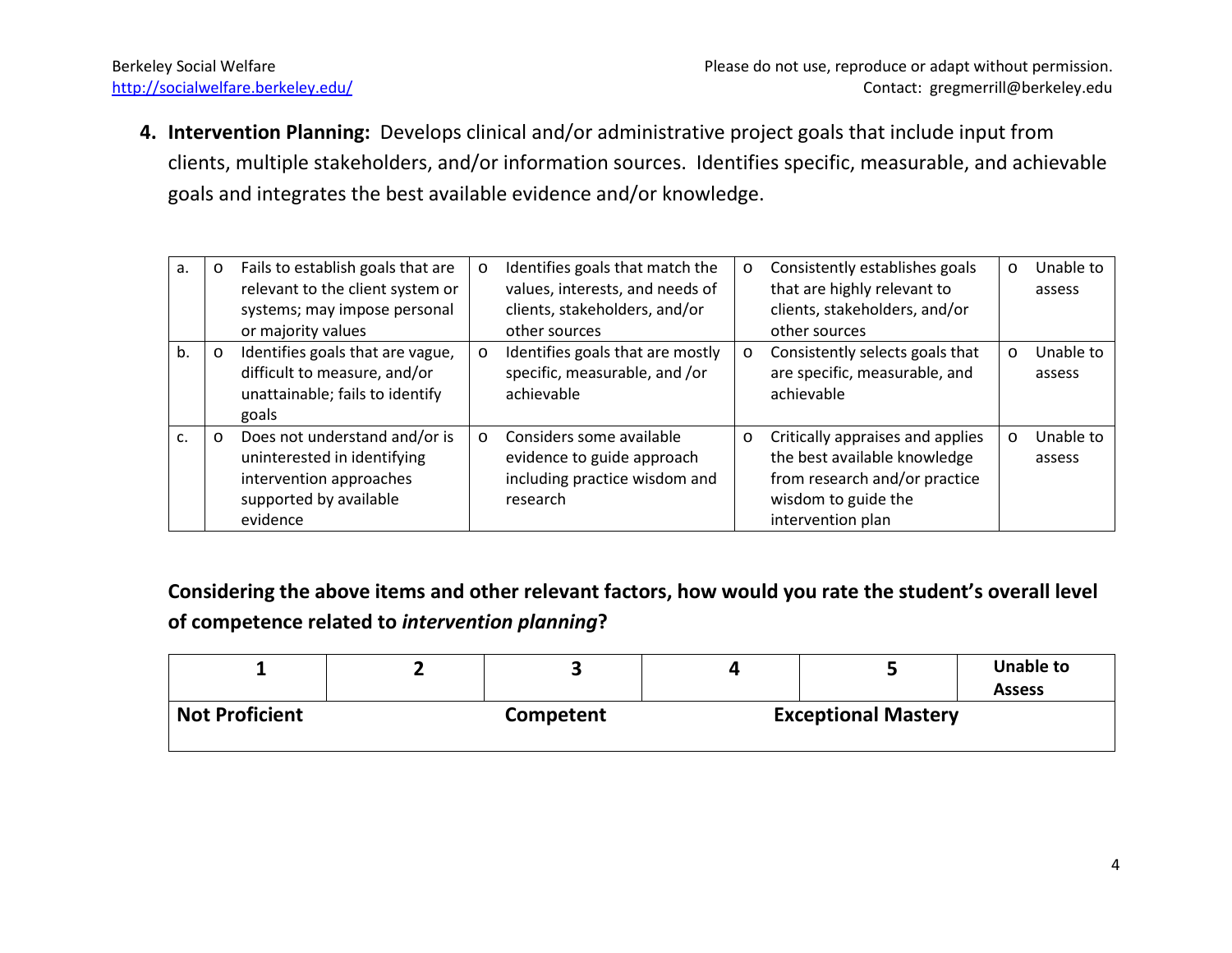**4. Intervention Planning:** Develops clinical and/or administrative project goals that include input from clients, multiple stakeholders, and/or information sources. Identifies specific, measurable, and achievable goals and integrates the best available evidence and/or knowledge.

| | | | | |
|---|---|---|---|---|
| a. | o Fails to establish goals that are relevant to the client system or systems; may impose personal or majority values | o Identifies goals that match the values, interests, and needs of clients, stakeholders, and/or other sources | o Consistently establishes goals that are highly relevant to clients, stakeholders, and/or other sources | o Unable to assess |
| b. | o Identifies goals that are vague, difficult to measure, and/or unattainable; fails to identify goals | o Identifies goals that are mostly specific, measurable, and /or achievable | o Consistently selects goals that are specific, measurable, and achievable | o Unable to assess |
| c. | o Does not understand and/or is uninterested in identifying intervention approaches supported by available evidence | o Considers some available evidence to guide approach including practice wisdom and research | o Critically appraises and applies the best available knowledge from research and/or practice wisdom to guide the intervention plan | o Unable to assess |

**Considering the above items and other relevant factors, how would you rate the student's overall level of competence related to *intervention planning*?**

| 1 | 2 | 3 | 4 | 5 | Unable to Assess |
|---|---|---|---|---|---|
| **Not Proficient** | | **Competent** | | **Exceptional Mastery** | |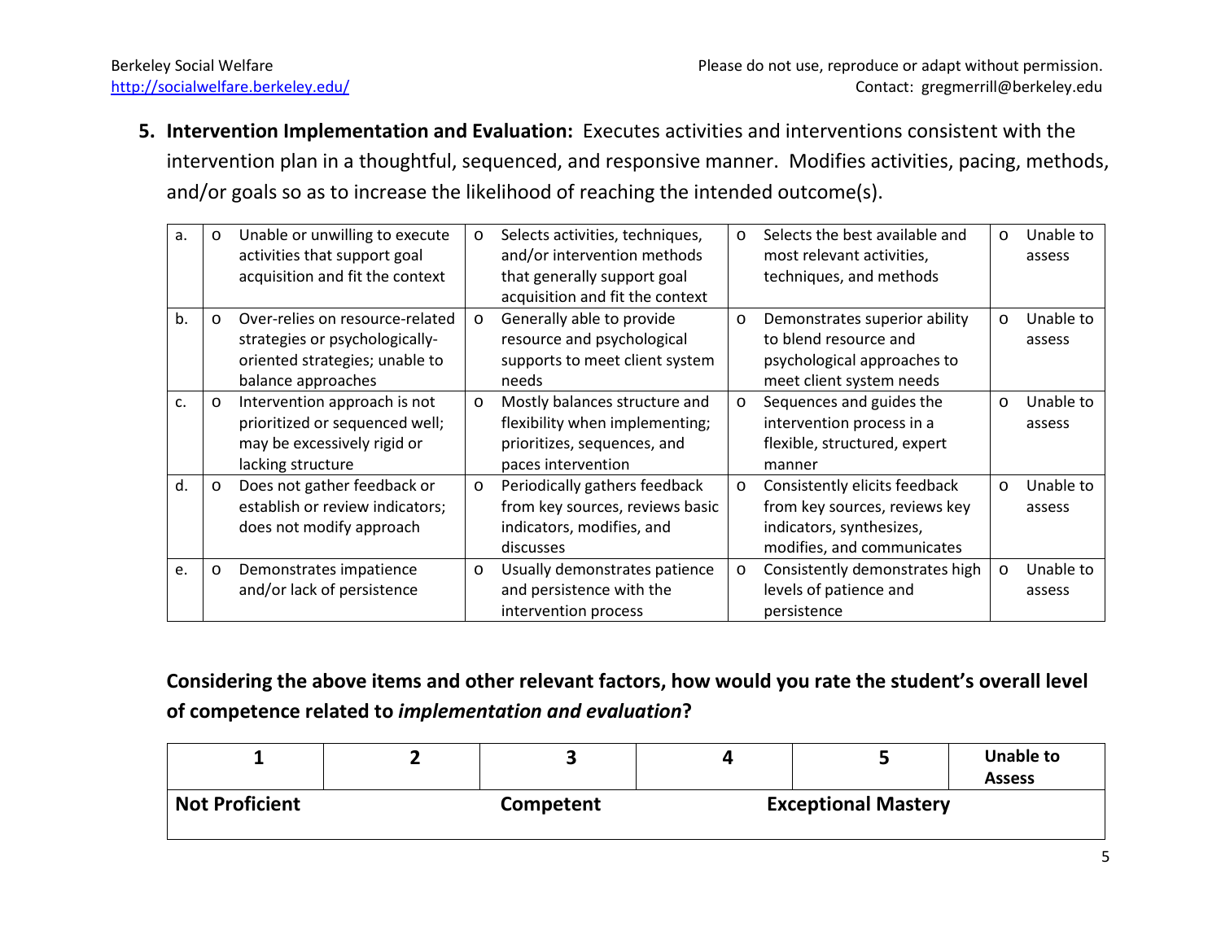**5. Intervention Implementation and Evaluation:** Executes activities and interventions consistent with the intervention plan in a thoughtful, sequenced, and responsive manner. Modifies activities, pacing, methods, and/or goals so as to increase the likelihood of reaching the intended outcome(s).

| | | | | |
|---|---|---|---|---|
| a. | o Unable or unwilling to execute activities that support goal acquisition and fit the context | o Selects activities, techniques, and/or intervention methods that generally support goal acquisition and fit the context | o Selects the best available and most relevant activities, techniques, and methods | o Unable to assess |
| b. | o Over-relies on resource-related strategies or psychologically-oriented strategies; unable to balance approaches | o Generally able to provide resource and psychological supports to meet client system needs | o Demonstrates superior ability to blend resource and psychological approaches to meet client system needs | o Unable to assess |
| c. | o Intervention approach is not prioritized or sequenced well; may be excessively rigid or lacking structure | o Mostly balances structure and flexibility when implementing; prioritizes, sequences, and paces intervention | o Sequences and guides the intervention process in a flexible, structured, expert manner | o Unable to assess |
| d. | o Does not gather feedback or establish or review indicators; does not modify approach | o Periodically gathers feedback from key sources, reviews basic indicators, modifies, and discusses | o Consistently elicits feedback from key sources, reviews key indicators, synthesizes, modifies, and communicates | o Unable to assess |
| e. | o Demonstrates impatience and/or lack of persistence | o Usually demonstrates patience and persistence with the intervention process | o Consistently demonstrates high levels of patience and persistence | o Unable to assess |

**Considering the above items and other relevant factors, how would you rate the student's overall level of competence related to *implementation and evaluation*?**

| 1 | 2 | 3 | 4 | 5 | Unable to Assess |
|---|---|---|---|---|---|
| **Not Proficient** | | **Competent** | | **Exceptional Mastery** | |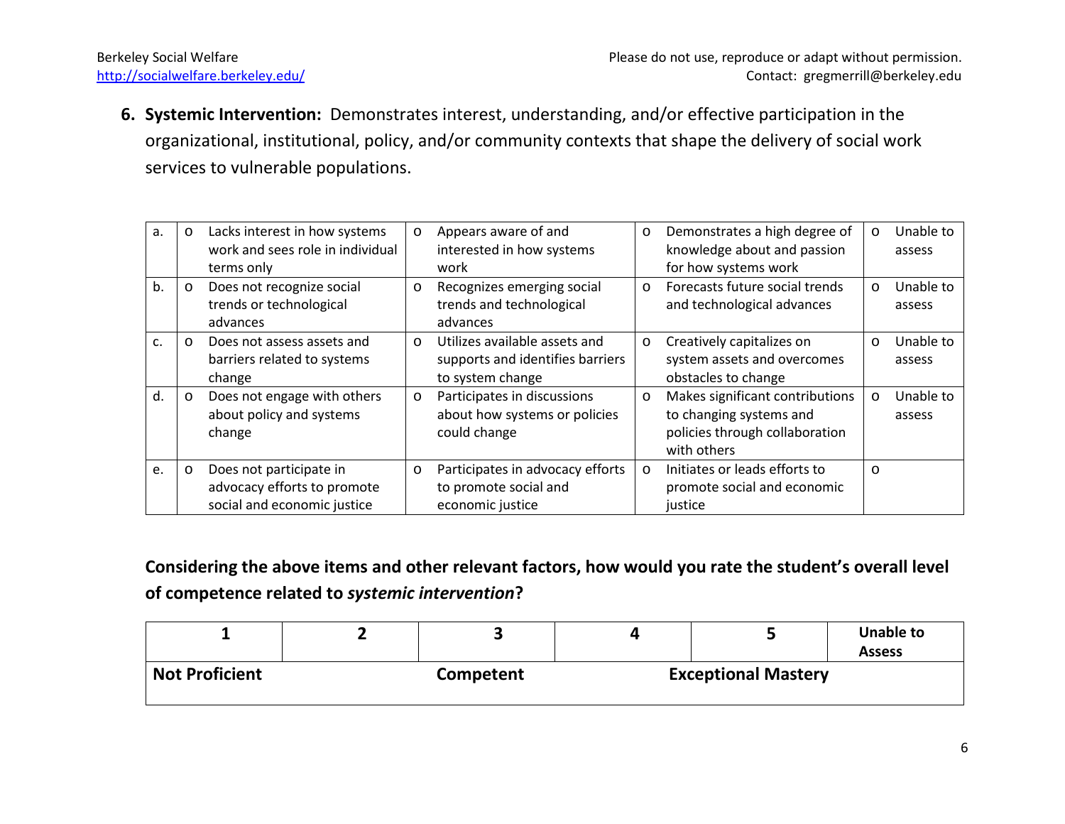**6. Systemic Intervention:** Demonstrates interest, understanding, and/or effective participation in the organizational, institutional, policy, and/or community contexts that shape the delivery of social work services to vulnerable populations.

| | | | | |
|---|---|---|---|---|
| a. | o Lacks interest in how systems work and sees role in individual terms only | o Appears aware of and interested in how systems work | o Demonstrates a high degree of knowledge about and passion for how systems work | o Unable to assess |
| b. | o Does not recognize social trends or technological advances | o Recognizes emerging social trends and technological advances | o Forecasts future social trends and technological advances | o Unable to assess |
| c. | o Does not assess assets and barriers related to systems change | o Utilizes available assets and supports and identifies barriers to system change | o Creatively capitalizes on system assets and overcomes obstacles to change | o Unable to assess |
| d. | o Does not engage with others about policy and systems change | o Participates in discussions about how systems or policies could change | o Makes significant contributions to changing systems and policies through collaboration with others | o Unable to assess |
| e. | o Does not participate in advocacy efforts to promote social and economic justice | o Participates in advocacy efforts to promote social and economic justice | o Initiates or leads efforts to promote social and economic justice | o |

**Considering the above items and other relevant factors, how would you rate the student's overall level of competence related to *systemic intervention*?**

| 1 | 2 | 3 | 4 | 5 | Unable to Assess |
|---|---|---|---|---|---|
| **Not Proficient** | | **Competent** | | **Exceptional Mastery** | |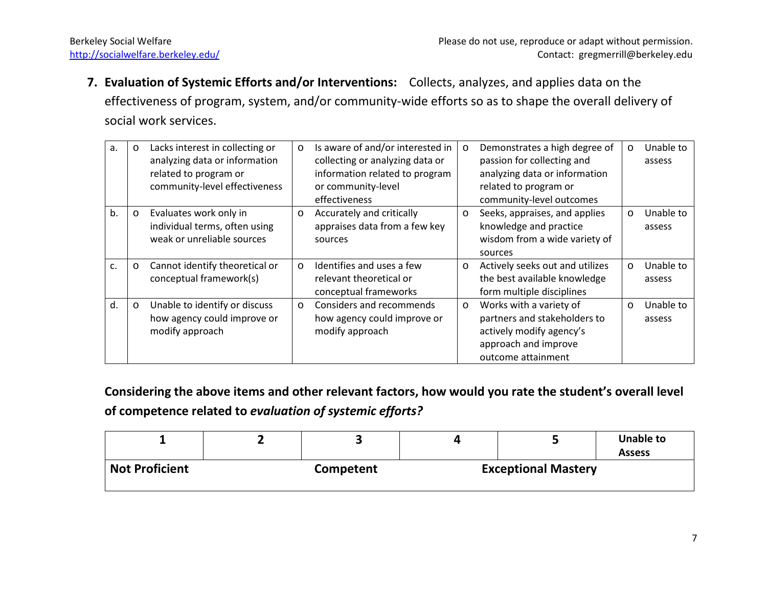**7. Evaluation of Systemic Efforts and/or Interventions:** Collects, analyzes, and applies data on the effectiveness of program, system, and/or community-wide efforts so as to shape the overall delivery of social work services.

| | | | | |
|---|---|---|---|---|
| a. | o Lacks interest in collecting or analyzing data or information related to program or community-level effectiveness | o Is aware of and/or interested in collecting or analyzing data or information related to program or community-level effectiveness | o Demonstrates a high degree of passion for collecting and analyzing data or information related to program or community-level outcomes | o Unable to assess |
| b. | o Evaluates work only in individual terms, often using weak or unreliable sources | o Accurately and critically appraises data from a few key sources | o Seeks, appraises, and applies knowledge and practice wisdom from a wide variety of sources | o Unable to assess |
| c. | o Cannot identify theoretical or conceptual framework(s) | o Identifies and uses a few relevant theoretical or conceptual frameworks | o Actively seeks out and utilizes the best available knowledge form multiple disciplines | o Unable to assess |
| d. | o Unable to identify or discuss how agency could improve or modify approach | o Considers and recommends how agency could improve or modify approach | o Works with a variety of partners and stakeholders to actively modify agency's approach and improve outcome attainment | o Unable to assess |

**Considering the above items and other relevant factors, how would you rate the student's overall level of competence related to *evaluation of systemic efforts?***

| 1 | 2 | 3 | 4 | 5 | Unable to Assess |
|---|---|---|---|---|---|
| **Not Proficient** | | **Competent** | | **Exceptional Mastery** | |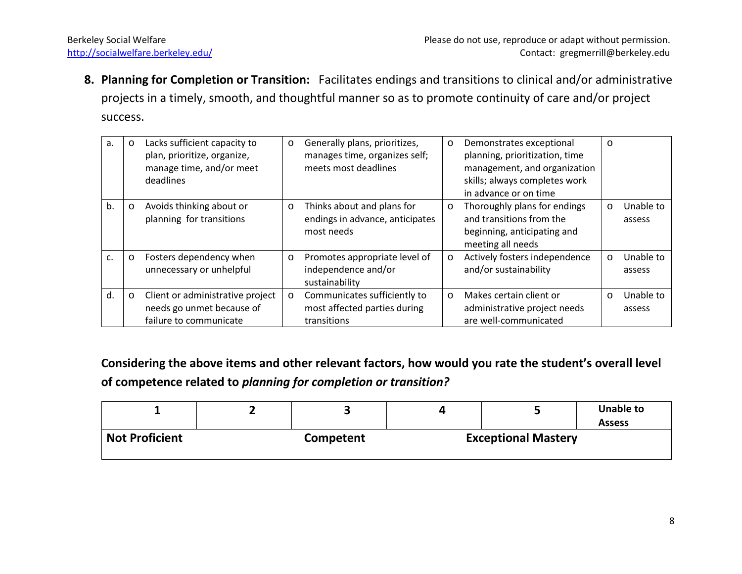**8. Planning for Completion or Transition:** Facilitates endings and transitions to clinical and/or administrative projects in a timely, smooth, and thoughtful manner so as to promote continuity of care and/or project success.

| | | | | |
|---|---|---|---|---|
| a. | o Lacks sufficient capacity to plan, prioritize, organize, manage time, and/or meet deadlines | o Generally plans, prioritizes, manages time, organizes self; meets most deadlines | o Demonstrates exceptional planning, prioritization, time management, and organization skills; always completes work in advance or on time | o |
| b. | o Avoids thinking about or planning for transitions | o Thinks about and plans for endings in advance, anticipates most needs | o Thoroughly plans for endings and transitions from the beginning, anticipating and meeting all needs | o Unable to assess |
| c. | o Fosters dependency when unnecessary or unhelpful | o Promotes appropriate level of independence and/or sustainability | o Actively fosters independence and/or sustainability | o Unable to assess |
| d. | o Client or administrative project needs go unmet because of failure to communicate | o Communicates sufficiently to most affected parties during transitions | o Makes certain client or administrative project needs are well-communicated | o Unable to assess |

**Considering the above items and other relevant factors, how would you rate the student's overall level of competence related to *planning for completion or transition?***

| 1 | 2 | 3 | 4 | 5 | Unable to Assess |
|---|---|---|---|---|---|
| **Not Proficient** | | **Competent** | | **Exceptional Mastery** | |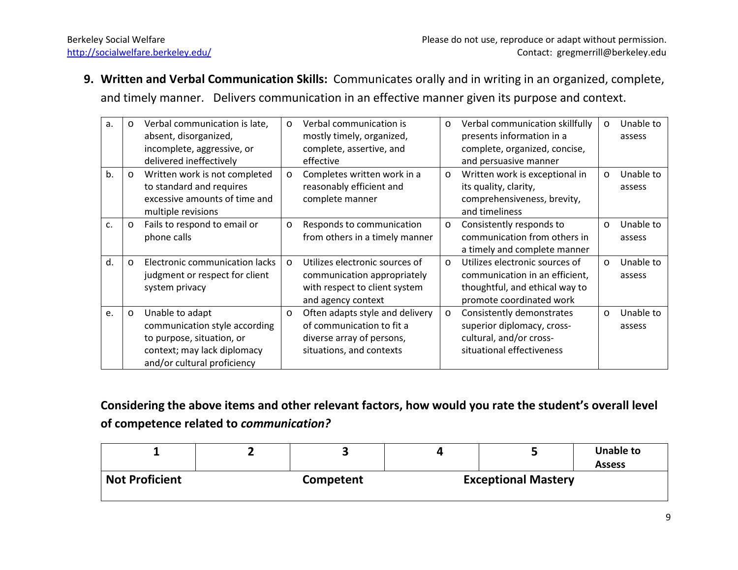**9. Written and Verbal Communication Skills:** Communicates orally and in writing in an organized, complete, and timely manner. Delivers communication in an effective manner given its purpose and context.

| | | | | |
|---|---|---|---|---|
| a. | o Verbal communication is late, absent, disorganized, incomplete, aggressive, or delivered ineffectively | o Verbal communication is mostly timely, organized, complete, assertive, and effective | o Verbal communication skillfully presents information in a complete, organized, concise, and persuasive manner | o Unable to assess |
| b. | o Written work is not completed to standard and requires excessive amounts of time and multiple revisions | o Completes written work in a reasonably efficient and complete manner | o Written work is exceptional in its quality, clarity, comprehensiveness, brevity, and timeliness | o Unable to assess |
| c. | o Fails to respond to email or phone calls | o Responds to communication from others in a timely manner | o Consistently responds to communication from others in a timely and complete manner | o Unable to assess |
| d. | o Electronic communication lacks judgment or respect for client system privacy | o Utilizes electronic sources of communication appropriately with respect to client system and agency context | o Utilizes electronic sources of communication in an efficient, thoughtful, and ethical way to promote coordinated work | o Unable to assess |
| e. | o Unable to adapt communication style according to purpose, situation, or context; may lack diplomacy and/or cultural proficiency | o Often adapts style and delivery of communication to fit a diverse array of persons, situations, and contexts | o Consistently demonstrates superior diplomacy, cross-cultural, and/or cross-situational effectiveness | o Unable to assess |

**Considering the above items and other relevant factors, how would you rate the student's overall level of competence related to *communication?***

| 1 | 2 | 3 | 4 | 5 | Unable to Assess |
|---|---|---|---|---|---|
| **Not Proficient** | | **Competent** | | **Exceptional Mastery** | |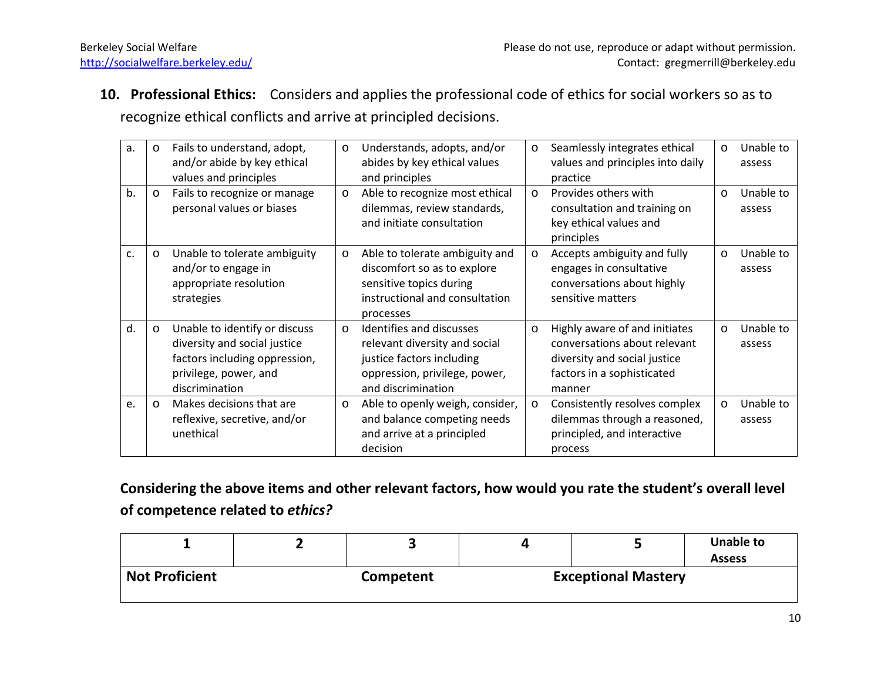**10. Professional Ethics:** Considers and applies the professional code of ethics for social workers so as to recognize ethical conflicts and arrive at principled decisions.

| | | | | |
|---|---|---|---|---|
| a. | o Fails to understand, adopt, and/or abide by key ethical values and principles | o Understands, adopts, and/or abides by key ethical values and principles | o Seamlessly integrates ethical values and principles into daily practice | o Unable to assess |
| b. | o Fails to recognize or manage personal values or biases | o Able to recognize most ethical dilemmas, review standards, and initiate consultation | o Provides others with consultation and training on key ethical values and principles | o Unable to assess |
| c. | o Unable to tolerate ambiguity and/or to engage in appropriate resolution strategies | o Able to tolerate ambiguity and discomfort so as to explore sensitive topics during instructional and consultation processes | o Accepts ambiguity and fully engages in consultative conversations about highly sensitive matters | o Unable to assess |
| d. | o Unable to identify or discuss diversity and social justice factors including oppression, privilege, power, and discrimination | o Identifies and discusses relevant diversity and social justice factors including oppression, privilege, power, and discrimination | o Highly aware of and initiates conversations about relevant diversity and social justice factors in a sophisticated manner | o Unable to assess |
| e. | o Makes decisions that are reflexive, secretive, and/or unethical | o Able to openly weigh, consider, and balance competing needs and arrive at a principled decision | o Consistently resolves complex dilemmas through a reasoned, principled, and interactive process | o Unable to assess |

**Considering the above items and other relevant factors, how would you rate the student's overall level of competence related to *ethics?***

| 1 | 2 | 3 | 4 | 5 | Unable to Assess |
|---|---|---|---|---|---|
| **Not Proficient** | | **Competent** | | **Exceptional Mastery** | |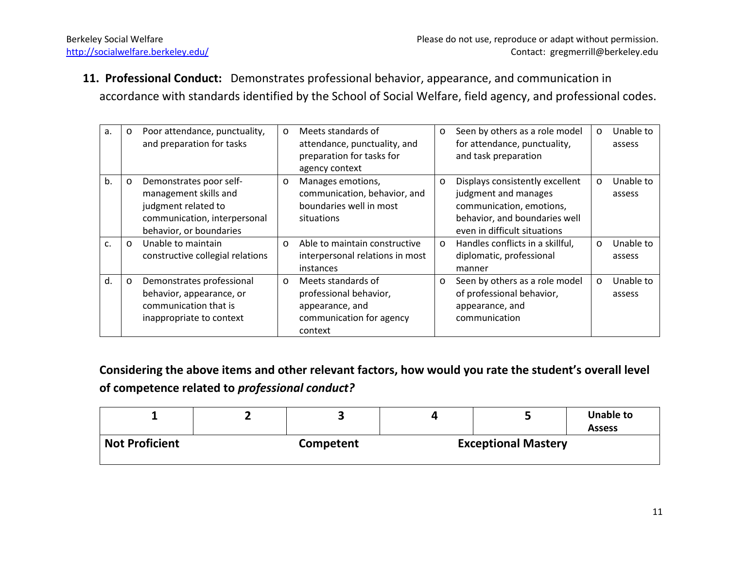**11. Professional Conduct:** Demonstrates professional behavior, appearance, and communication in accordance with standards identified by the School of Social Welfare, field agency, and professional codes.

| | | | | |
|---|---|---|---|---|
| a. | o Poor attendance, punctuality, and preparation for tasks | o Meets standards of attendance, punctuality, and preparation for tasks for agency context | o Seen by others as a role model for attendance, punctuality, and task preparation | o Unable to assess |
| b. | o Demonstrates poor self-management skills and judgment related to communication, interpersonal behavior, or boundaries | o Manages emotions, communication, behavior, and boundaries well in most situations | o Displays consistently excellent judgment and manages communication, emotions, behavior, and boundaries well even in difficult situations | o Unable to assess |
| c. | o Unable to maintain constructive collegial relations | o Able to maintain constructive interpersonal relations in most instances | o Handles conflicts in a skillful, diplomatic, professional manner | o Unable to assess |
| d. | o Demonstrates professional behavior, appearance, or communication that is inappropriate to context | o Meets standards of professional behavior, appearance, and communication for agency context | o Seen by others as a role model of professional behavior, appearance, and communication | o Unable to assess |

**Considering the above items and other relevant factors, how would you rate the student's overall level of competence related to *professional conduct?***

| 1 | 2 | 3 | 4 | 5 | Unable to Assess |
|---|---|---|---|---|---|
| **Not Proficient** | | **Competent** | | **Exceptional Mastery** | |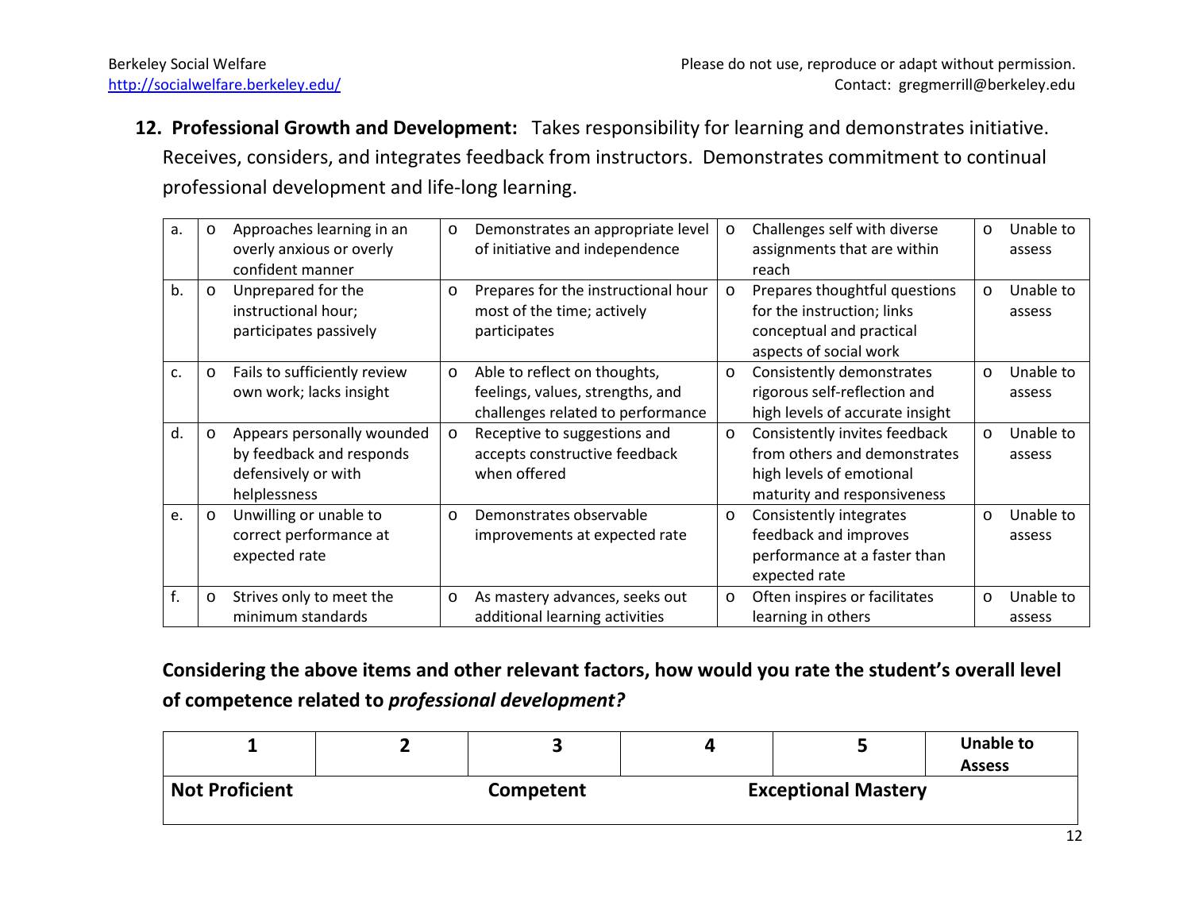**12. Professional Growth and Development:** Takes responsibility for learning and demonstrates initiative. Receives, considers, and integrates feedback from instructors. Demonstrates commitment to continual professional development and life-long learning.

| | | | | | | | | |
|---|---|---|---|---|---|---|---|---|
| a. | o | Approaches learning in an overly anxious or overly confident manner | o | Demonstrates an appropriate level of initiative and independence | o | Challenges self with diverse assignments that are within reach | o | Unable to assess |
| b. | o | Unprepared for the instructional hour; participates passively | o | Prepares for the instructional hour most of the time; actively participates | o | Prepares thoughtful questions for the instruction; links conceptual and practical aspects of social work | o | Unable to assess |
| c. | o | Fails to sufficiently review own work; lacks insight | o | Able to reflect on thoughts, feelings, values, strengths, and challenges related to performance | o | Consistently demonstrates rigorous self-reflection and high levels of accurate insight | o | Unable to assess |
| d. | o | Appears personally wounded by feedback and responds defensively or with helplessness | o | Receptive to suggestions and accepts constructive feedback when offered | o | Consistently invites feedback from others and demonstrates high levels of emotional maturity and responsiveness | o | Unable to assess |
| e. | o | Unwilling or unable to correct performance at expected rate | o | Demonstrates observable improvements at expected rate | o | Consistently integrates feedback and improves performance at a faster than expected rate | o | Unable to assess |
| f. | o | Strives only to meet the minimum standards | o | As mastery advances, seeks out additional learning activities | o | Often inspires or facilitates learning in others | o | Unable to assess |

**Considering the above items and other relevant factors, how would you rate the student's overall level of competence related to *professional development?***

| 1 | 2 | 3 | 4 | 5 | Unable to Assess |
|---|---|---|---|---|---|
| Not Proficient | | Competent | | Exceptional Mastery | |